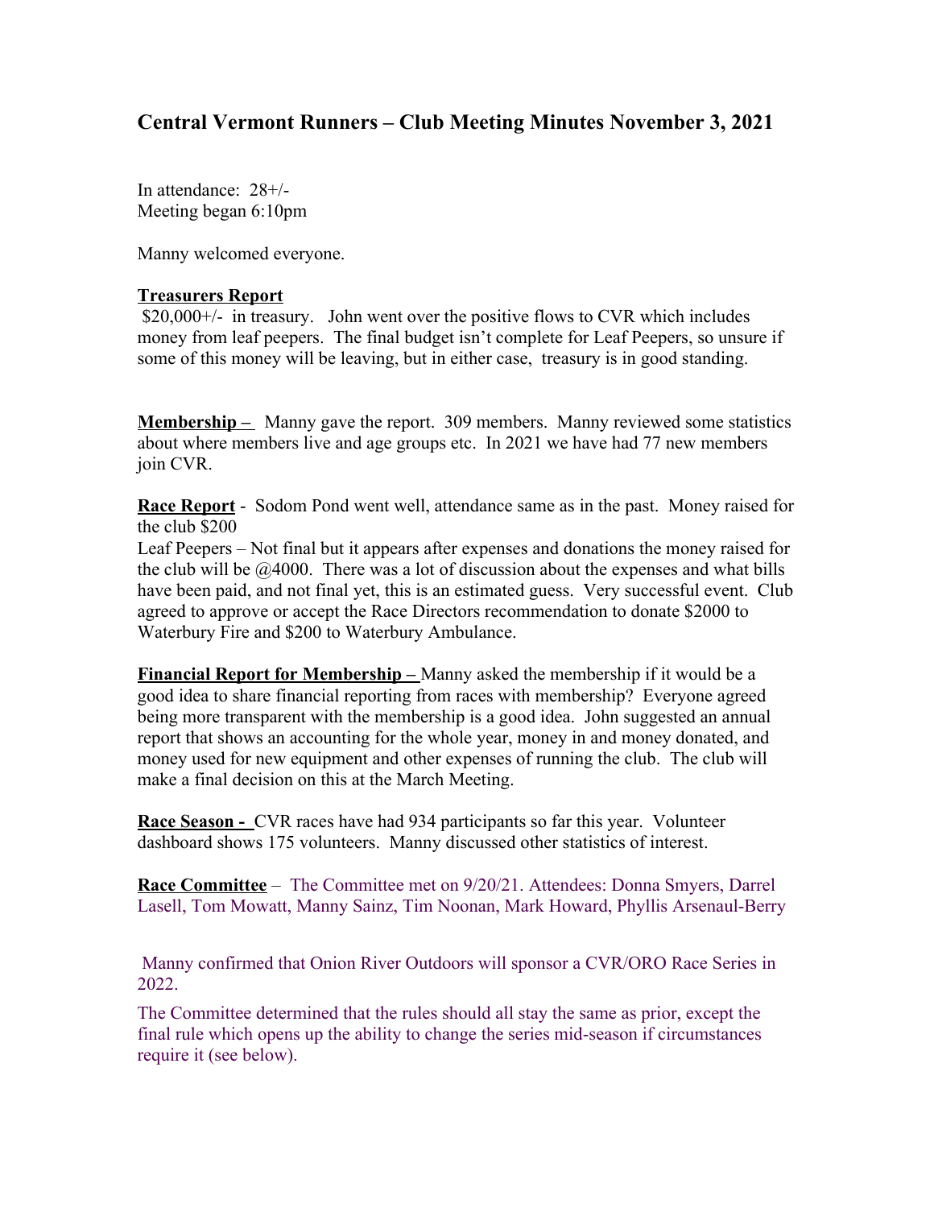# Central Vermont Runners – Club Meeting Minutes November 3, 2021

In attendance: 28+/-
Meeting began 6:10pm

Manny welcomed everyone.

**Treasurers Report**
$20,000+/- in treasury. John went over the positive flows to CVR which includes money from leaf peepers. The final budget isn't complete for Leaf Peepers, so unsure if some of this money will be leaving, but in either case, treasury is in good standing.

**Membership –** Manny gave the report. 309 members. Manny reviewed some statistics about where members live and age groups etc. In 2021 we have had 77 new members join CVR.

**Race Report** - Sodom Pond went well, attendance same as in the past. Money raised for the club $200
Leaf Peepers – Not final but it appears after expenses and donations the money raised for the club will be @4000. There was a lot of discussion about the expenses and what bills have been paid, and not final yet, this is an estimated guess. Very successful event. Club agreed to approve or accept the Race Directors recommendation to donate $2000 to Waterbury Fire and $200 to Waterbury Ambulance.

**Financial Report for Membership –** Manny asked the membership if it would be a good idea to share financial reporting from races with membership? Everyone agreed being more transparent with the membership is a good idea. John suggested an annual report that shows an accounting for the whole year, money in and money donated, and money used for new equipment and other expenses of running the club. The club will make a final decision on this at the March Meeting.

**Race Season -** CVR races have had 934 participants so far this year. Volunteer dashboard shows 175 volunteers. Manny discussed other statistics of interest.

**Race Committee** – The Committee met on 9/20/21. Attendees: Donna Smyers, Darrel Lasell, Tom Mowatt, Manny Sainz, Tim Noonan, Mark Howard, Phyllis Arsenaul-Berry

Manny confirmed that Onion River Outdoors will sponsor a CVR/ORO Race Series in 2022.

The Committee determined that the rules should all stay the same as prior, except the final rule which opens up the ability to change the series mid-season if circumstances require it (see below).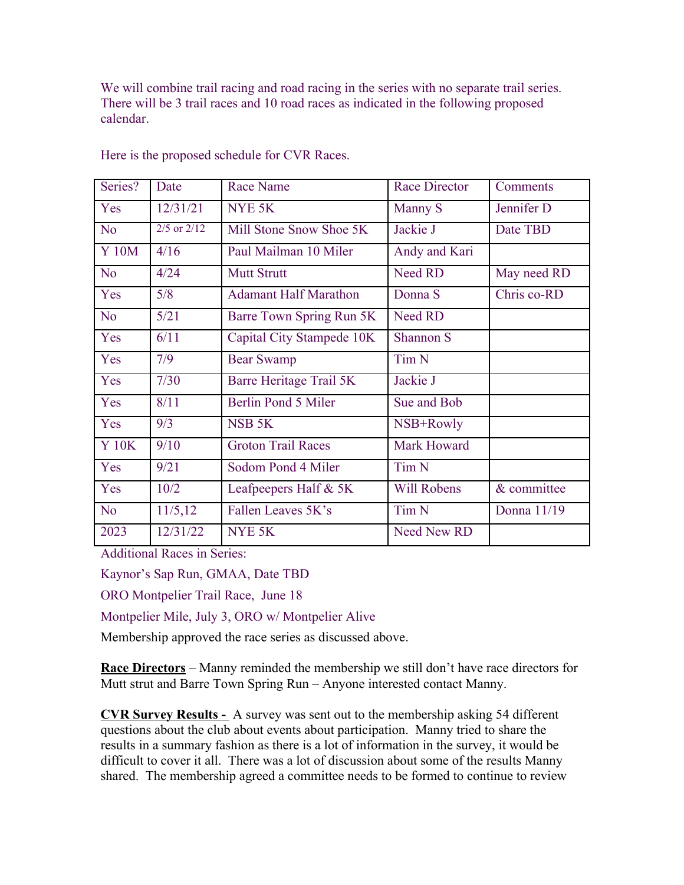We will combine trail racing and road racing in the series with no separate trail series. There will be 3 trail races and 10 road races as indicated in the following proposed calendar.

Here is the proposed schedule for CVR Races.

| Series? | Date | Race Name | Race Director | Comments |
|---|---|---|---|---|
| Yes | 12/31/21 | NYE 5K | Manny S | Jennifer D |
| No | 2/5 or 2/12 | Mill Stone Snow Shoe 5K | Jackie J | Date TBD |
| Y 10M | 4/16 | Paul Mailman 10 Miler | Andy and Kari | |
| No | 4/24 | Mutt Strutt | Need RD | May need RD |
| Yes | 5/8 | Adamant Half Marathon | Donna S | Chris co-RD |
| No | 5/21 | Barre Town Spring Run 5K | Need RD | |
| Yes | 6/11 | Capital City Stampede 10K | Shannon S | |
| Yes | 7/9 | Bear Swamp | Tim N | |
| Yes | 7/30 | Barre Heritage Trail 5K | Jackie J | |
| Yes | 8/11 | Berlin Pond 5 Miler | Sue and Bob | |
| Yes | 9/3 | NSB 5K | NSB+Rowly | |
| Y 10K | 9/10 | Groton Trail Races | Mark Howard | |
| Yes | 9/21 | Sodom Pond 4 Miler | Tim N | |
| Yes | 10/2 | Leafpeepers Half & 5K | Will Robens | & committee |
| No | 11/5,12 | Fallen Leaves 5K's | Tim N | Donna 11/19 |
| 2023 | 12/31/22 | NYE 5K | Need New RD | |

Additional Races in Series:

Kaynor's Sap Run, GMAA, Date TBD

ORO Montpelier Trail Race, June 18

Montpelier Mile, July 3, ORO w/ Montpelier Alive

Membership approved the race series as discussed above.

**Race Directors** – Manny reminded the membership we still don't have race directors for Mutt strut and Barre Town Spring Run – Anyone interested contact Manny.

**CVR Survey Results -** A survey was sent out to the membership asking 54 different questions about the club about events about participation. Manny tried to share the results in a summary fashion as there is a lot of information in the survey, it would be difficult to cover it all. There was a lot of discussion about some of the results Manny shared. The membership agreed a committee needs to be formed to continue to review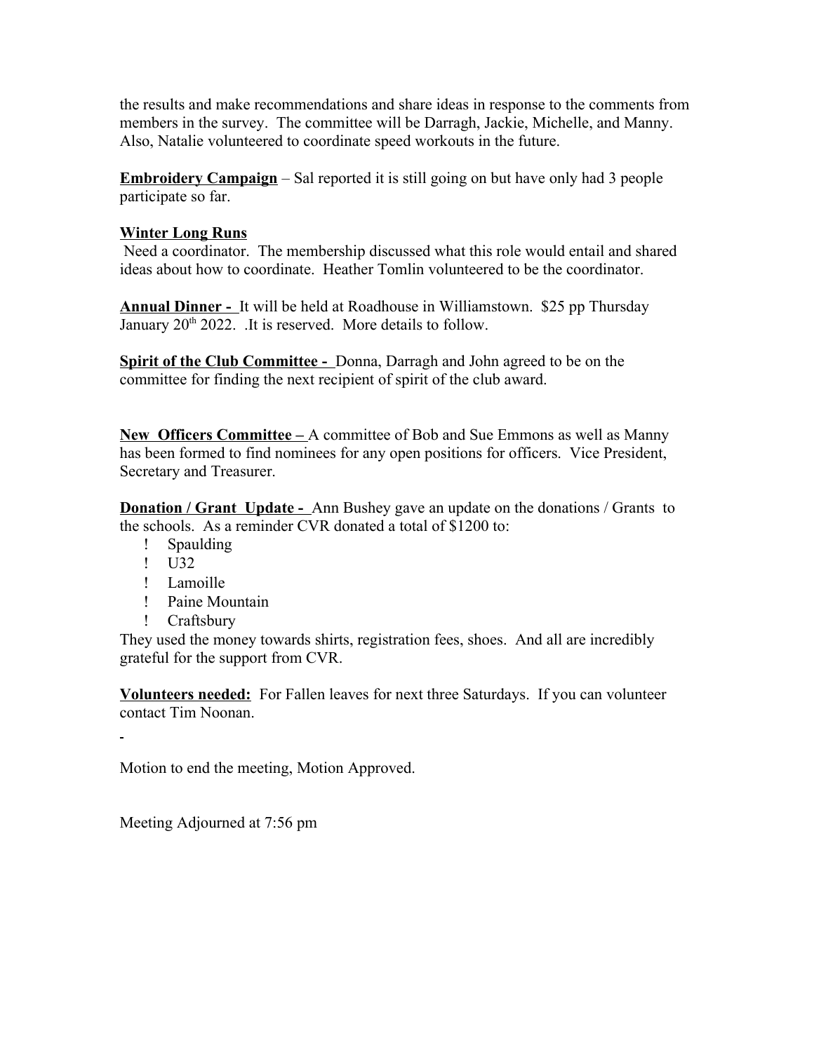the results and make recommendations and share ideas in response to the comments from members in the survey. The committee will be Darragh, Jackie, Michelle, and Manny. Also, Natalie volunteered to coordinate speed workouts in the future.

**Embroidery Campaign** – Sal reported it is still going on but have only had 3 people participate so far.

**Winter Long Runs**

Need a coordinator. The membership discussed what this role would entail and shared ideas about how to coordinate. Heather Tomlin volunteered to be the coordinator.

**Annual Dinner -** It will be held at Roadhouse in Williamstown. $25 pp Thursday January 20th 2022. .It is reserved. More details to follow.

**Spirit of the Club Committee -** Donna, Darragh and John agreed to be on the committee for finding the next recipient of spirit of the club award.

**New Officers Committee –** A committee of Bob and Sue Emmons as well as Manny has been formed to find nominees for any open positions for officers. Vice President, Secretary and Treasurer.

**Donation / Grant Update -** Ann Bushey gave an update on the donations / Grants to the schools. As a reminder CVR donated a total of $1200 to:

- Spaulding
- U32
- Lamoille
- Paine Mountain
- Craftsbury

They used the money towards shirts, registration fees, shoes. And all are incredibly grateful for the support from CVR.

**Volunteers needed:** For Fallen leaves for next three Saturdays. If you can volunteer contact Tim Noonan.

Motion to end the meeting, Motion Approved.

Meeting Adjourned at 7:56 pm